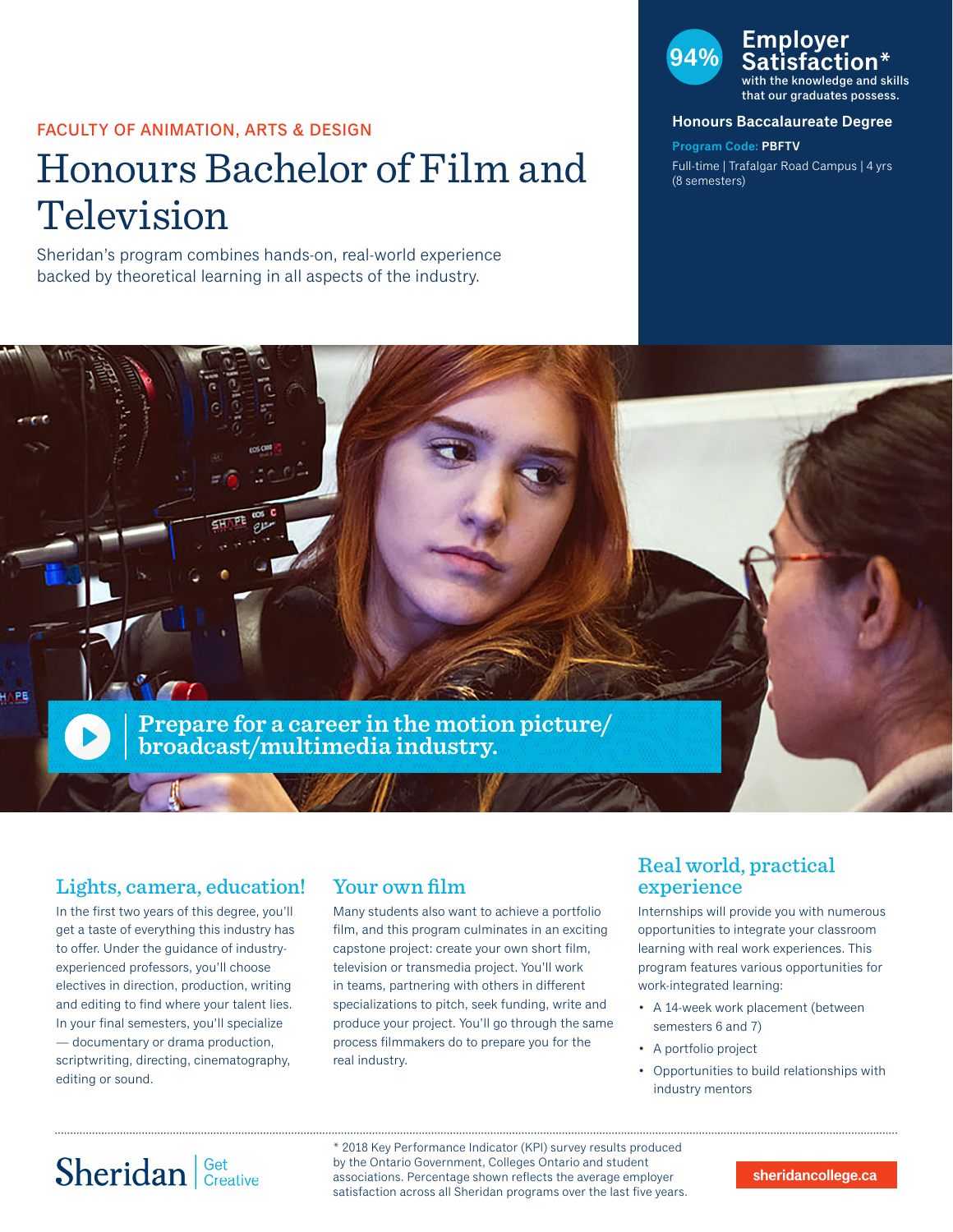FACULTY OF ANIMATION, ARTS & DESIGN

# Honours Bachelor of Film and Television

Sheridan's program combines hands-on, real-world experience backed by theoretical learning in all aspects of the industry.

**94% Employer Satisfaction*** with the knowledge and skills that our graduates possess.

**Honours Baccalaureate Degree**

**Program Code:** **PBFTV**

Full-time | Trafalgar Road Campus | 4 yrs (8 semesters)

**Prepare for a career in the motion picture/ broadcast/multimedia industry.**

## Lights, camera, education!

In the first two years of this degree, you'll get a taste of everything this industry has to offer. Under the guidance of industry-experienced professors, you'll choose electives in direction, production, writing and editing to find where your talent lies. In your final semesters, you'll specialize — documentary or drama production, scriptwriting, directing, cinematography, editing or sound.

## Your own film

Many students also want to achieve a portfolio film, and this program culminates in an exciting capstone project: create your own short film, television or transmedia project. You'll work in teams, partnering with others in different specializations to pitch, seek funding, write and produce your project. You'll go through the same process filmmakers do to prepare you for the real industry.

## Real world, practical experience

Internships will provide you with numerous opportunities to integrate your classroom learning with real work experiences. This program features various opportunities for work-integrated learning:

- A 14-week work placement (between semesters 6 and 7)
- A portfolio project
- Opportunities to build relationships with industry mentors

Sheridan | Get Creative

* 2018 Key Performance Indicator (KPI) survey results produced by the Ontario Government, Colleges Ontario and student associations. Percentage shown reflects the average employer satisfaction across all Sheridan programs over the last five years.

sheridancollege.ca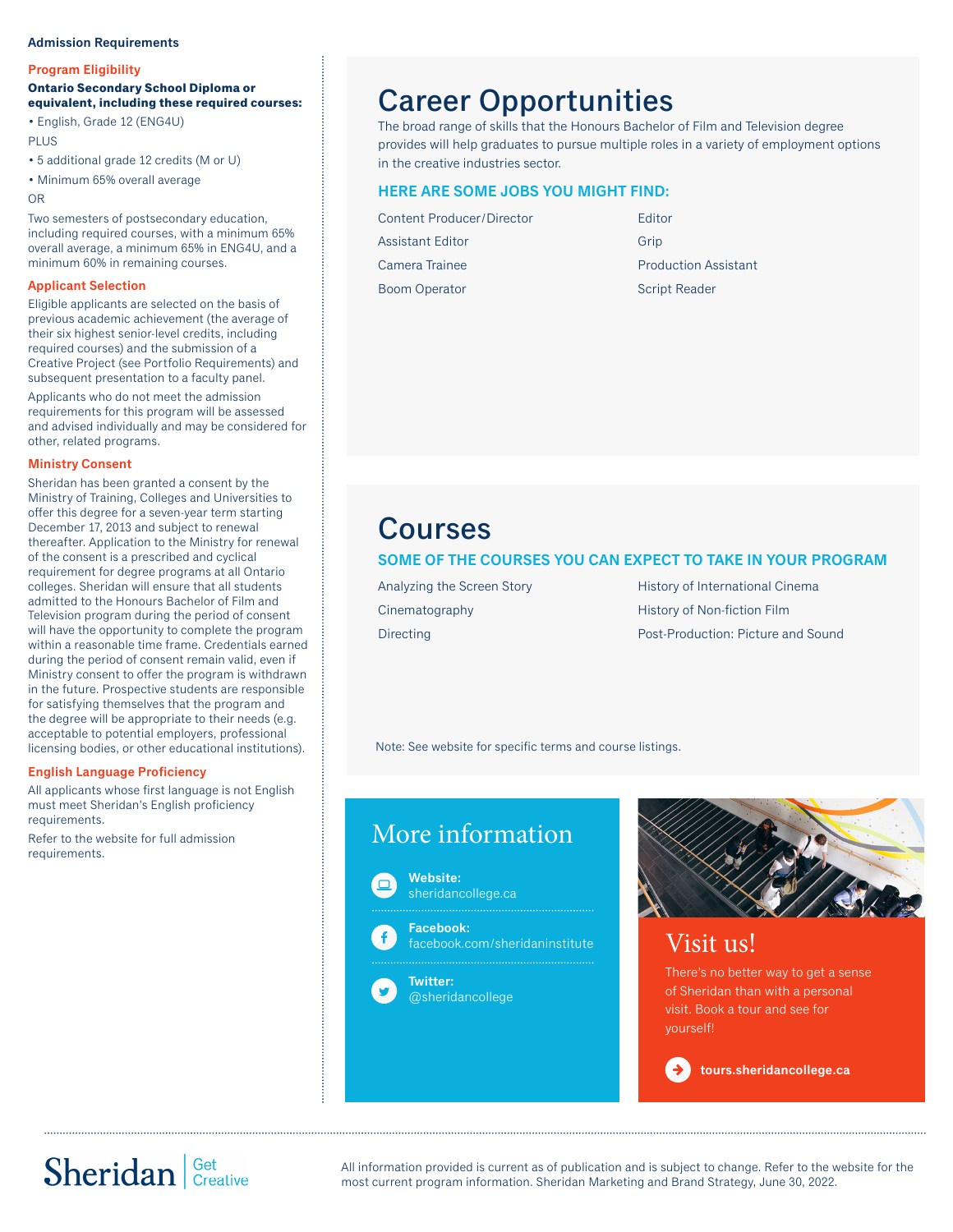## Admission Requirements

### Program Eligibility

**Ontario Secondary School Diploma or equivalent, including these required courses:**

- English, Grade 12 (ENG4U)

PLUS

- 5 additional grade 12 credits (M or U)
- Minimum 65% overall average

OR

Two semesters of postsecondary education, including required courses, with a minimum 65% overall average, a minimum 65% in ENG4U, and a minimum 60% in remaining courses.

### Applicant Selection

Eligible applicants are selected on the basis of previous academic achievement (the average of their six highest senior-level credits, including required courses) and the submission of a Creative Project (see Portfolio Requirements) and subsequent presentation to a faculty panel.

Applicants who do not meet the admission requirements for this program will be assessed and advised individually and may be considered for other, related programs.

### Ministry Consent

Sheridan has been granted a consent by the Ministry of Training, Colleges and Universities to offer this degree for a seven-year term starting December 17, 2013 and subject to renewal thereafter. Application to the Ministry for renewal of the consent is a prescribed and cyclical requirement for degree programs at all Ontario colleges. Sheridan will ensure that all students admitted to the Honours Bachelor of Film and Television program during the period of consent will have the opportunity to complete the program within a reasonable time frame. Credentials earned during the period of consent remain valid, even if Ministry consent to offer the program is withdrawn in the future. Prospective students are responsible for satisfying themselves that the program and the degree will be appropriate to their needs (e.g. acceptable to potential employers, professional licensing bodies, or other educational institutions).

### English Language Proficiency

All applicants whose first language is not English must meet Sheridan's English proficiency requirements.

Refer to the website for full admission requirements.

# Career Opportunities

The broad range of skills that the Honours Bachelor of Film and Television degree provides will help graduates to pursue multiple roles in a variety of employment options in the creative industries sector.

### HERE ARE SOME JOBS YOU MIGHT FIND:

- Content Producer/Director
- Assistant Editor
- Camera Trainee
- Boom Operator
- Editor
- Grip
- Production Assistant
- Script Reader

# Courses

### SOME OF THE COURSES YOU CAN EXPECT TO TAKE IN YOUR PROGRAM

- Analyzing the Screen Story
- Cinematography
- Directing
- History of International Cinema
- History of Non-fiction Film
- Post-Production: Picture and Sound

Note: See website for specific terms and course listings.

## More information

**Website:** sheridancollege.ca

**Facebook:** facebook.com/sheridaninstitute

**Twitter:** @sheridancollege

## Visit us!

There's no better way to get a sense of Sheridan than with a personal visit. Book a tour and see for yourself!

**tours.sheridancollege.ca**

Sheridan | Get Creative

All information provided is current as of publication and is subject to change. Refer to the website for the most current program information. Sheridan Marketing and Brand Strategy, June 30, 2022.